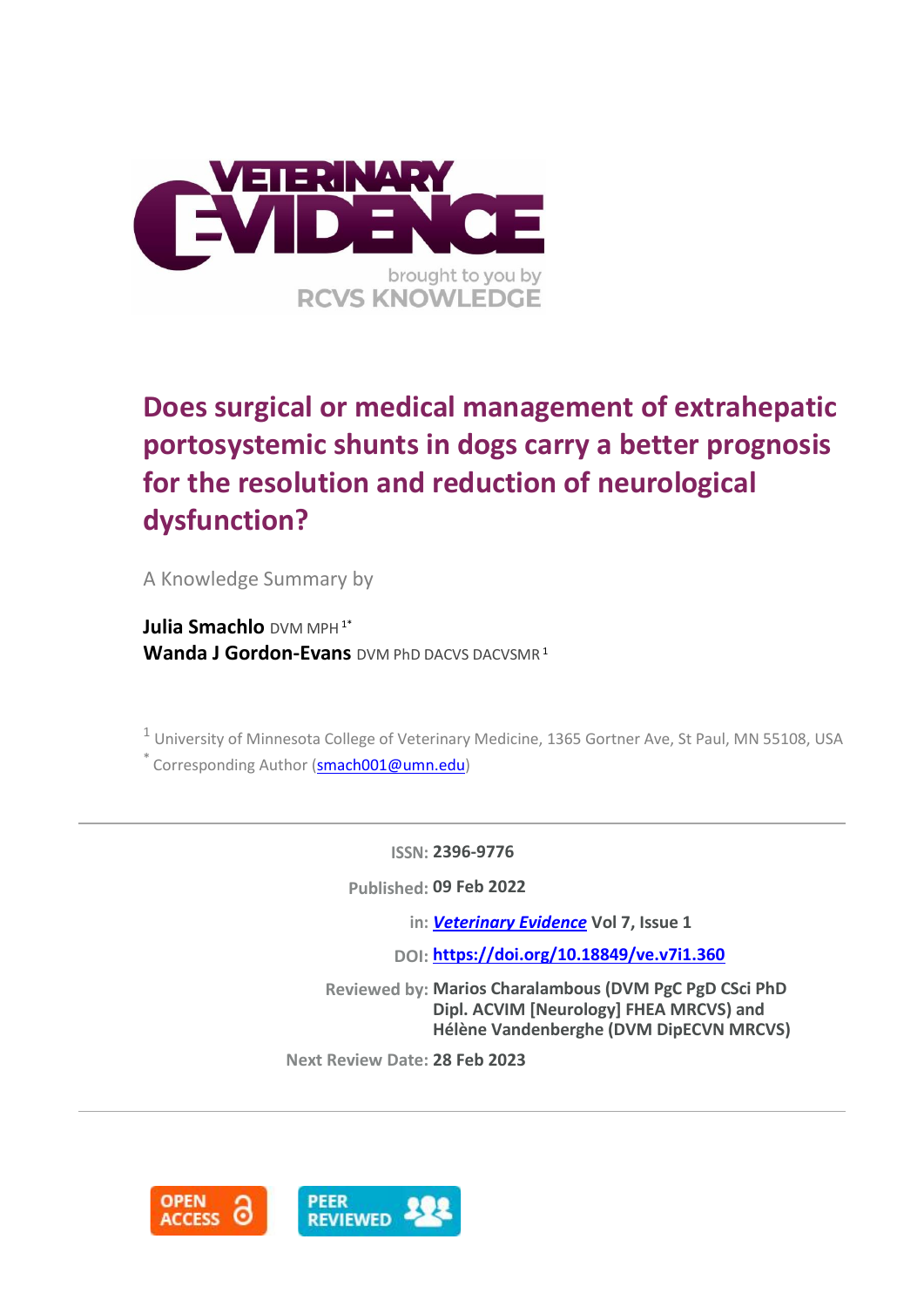# Does surgical or medical management of extrahepatic portosystemic shunts in dogs carry a better prognosis for the resolution and reduction of neurological dysfunction?

A Knowledge Summary by

**Julia Smachlo** DVM MPH [1*]
**Wanda J Gordon-Evans** DVM PhD DACVS DACVSMR [1]

[1] University of Minnesota College of Veterinary Medicine, 1365 Gortner Ave, St Paul, MN 55108, USA
[*] Corresponding Author (smach001@umn.edu)

---

**ISSN:** 2396-9776

**Published:** 09 Feb 2022

**in:** *Veterinary Evidence* Vol 7, Issue 1

**DOI:** https://doi.org/10.18849/ve.v7i1.360

**Reviewed by:** Marios Charalambous (DVM PgC PgD CSci PhD Dipl. ACVIM [Neurology] FHEA MRCVS) and Hélène Vandenberghe (DVM DipECVN MRCVS)

**Next Review Date:** 28 Feb 2023

---

OPEN ACCESS

PEER REVIEWED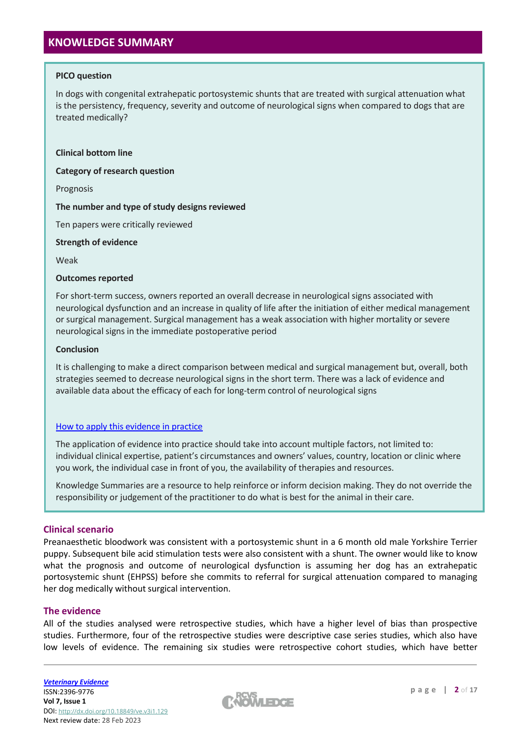## KNOWLEDGE SUMMARY

**PICO question**

In dogs with congenital extrahepatic portosystemic shunts that are treated with surgical attenuation what is the persistency, frequency, severity and outcome of neurological signs when compared to dogs that are treated medically?

**Clinical bottom line**

**Category of research question**

Prognosis

**The number and type of study designs reviewed**

Ten papers were critically reviewed

**Strength of evidence**

Weak

**Outcomes reported**

For short-term success, owners reported an overall decrease in neurological signs associated with neurological dysfunction and an increase in quality of life after the initiation of either medical management or surgical management. Surgical management has a weak association with higher mortality or severe neurological signs in the immediate postoperative period

**Conclusion**

It is challenging to make a direct comparison between medical and surgical management but, overall, both strategies seemed to decrease neurological signs in the short term. There was a lack of evidence and available data about the efficacy of each for long-term control of neurological signs

How to apply this evidence in practice

The application of evidence into practice should take into account multiple factors, not limited to: individual clinical expertise, patient's circumstances and owners' values, country, location or clinic where you work, the individual case in front of you, the availability of therapies and resources.

Knowledge Summaries are a resource to help reinforce or inform decision making. They do not override the responsibility or judgement of the practitioner to do what is best for the animal in their care.

### Clinical scenario

Preanaesthetic bloodwork was consistent with a portosystemic shunt in a 6 month old male Yorkshire Terrier puppy. Subsequent bile acid stimulation tests were also consistent with a shunt. The owner would like to know what the prognosis and outcome of neurological dysfunction is assuming her dog has an extrahepatic portosystemic shunt (EHPSS) before she commits to referral for surgical attenuation compared to managing her dog medically without surgical intervention.

### The evidence

All of the studies analysed were retrospective studies, which have a higher level of bias than prospective studies. Furthermore, four of the retrospective studies were descriptive case series studies, which also have low levels of evidence. The remaining six studies were retrospective cohort studies, which have better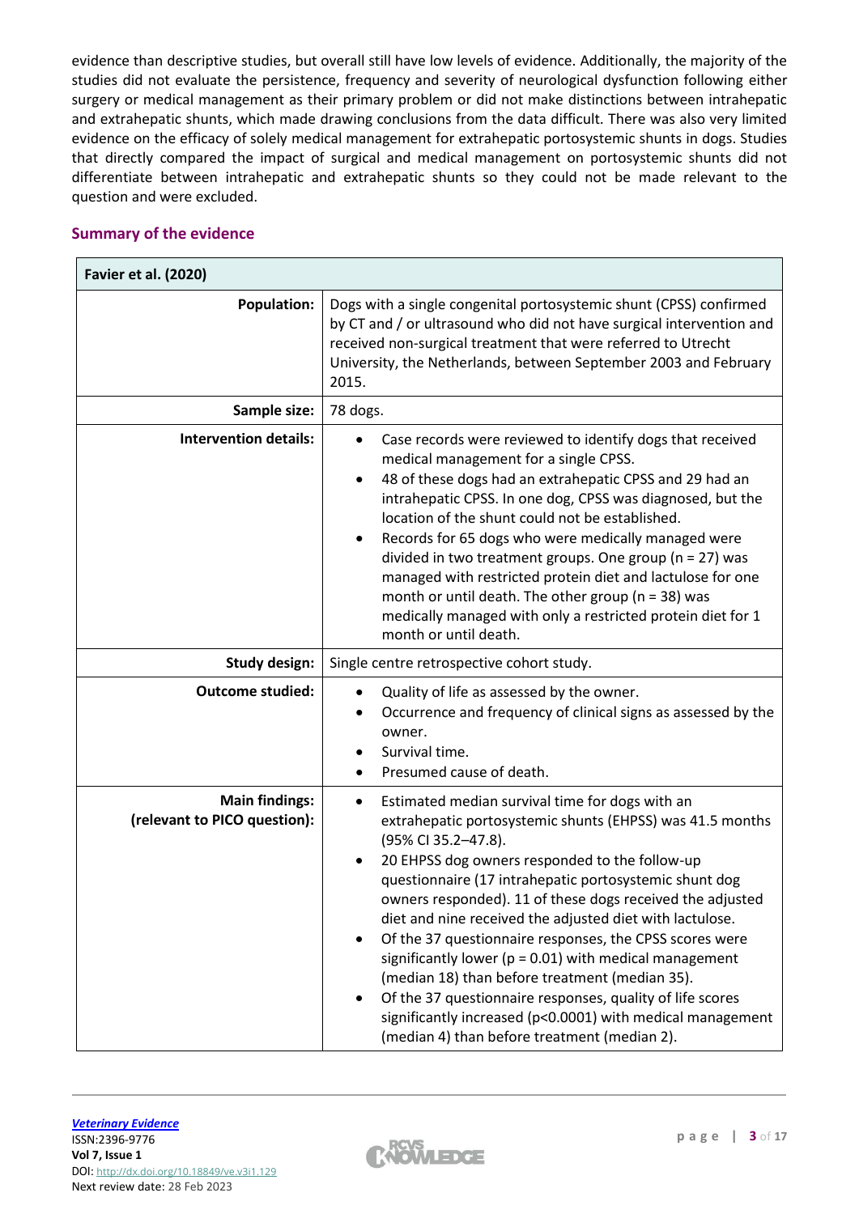evidence than descriptive studies, but overall still have low levels of evidence. Additionally, the majority of the studies did not evaluate the persistence, frequency and severity of neurological dysfunction following either surgery or medical management as their primary problem or did not make distinctions between intrahepatic and extrahepatic shunts, which made drawing conclusions from the data difficult. There was also very limited evidence on the efficacy of solely medical management for extrahepatic portosystemic shunts in dogs. Studies that directly compared the impact of surgical and medical management on portosystemic shunts did not differentiate between intrahepatic and extrahepatic shunts so they could not be made relevant to the question and were excluded.

## Summary of the evidence

| **Favier et al. (2020)** | |
|---|---|
| **Population:** | Dogs with a single congenital portosystemic shunt (CPSS) confirmed by CT and / or ultrasound who did not have surgical intervention and received non-surgical treatment that were referred to Utrecht University, the Netherlands, between September 2003 and February 2015. |
| **Sample size:** | 78 dogs. |
| **Intervention details:** | • Case records were reviewed to identify dogs that received medical management for a single CPSS.<br>• 48 of these dogs had an extrahepatic CPSS and 29 had an intrahepatic CPSS. In one dog, CPSS was diagnosed, but the location of the shunt could not be established.<br>• Records for 65 dogs who were medically managed were divided in two treatment groups. One group (n = 27) was managed with restricted protein diet and lactulose for one month or until death. The other group (n = 38) was medically managed with only a restricted protein diet for 1 month or until death. |
| **Study design:** | Single centre retrospective cohort study. |
| **Outcome studied:** | • Quality of life as assessed by the owner.<br>• Occurrence and frequency of clinical signs as assessed by the owner.<br>• Survival time.<br>• Presumed cause of death. |
| **Main findings: (relevant to PICO question):** | • Estimated median survival time for dogs with an extrahepatic portosystemic shunts (EHPSS) was 41.5 months (95% CI 35.2–47.8).<br>• 20 EHPSS dog owners responded to the follow-up questionnaire (17 intrahepatic portosystemic shunt dog owners responded). 11 of these dogs received the adjusted diet and nine received the adjusted diet with lactulose.<br>• Of the 37 questionnaire responses, the CPSS scores were significantly lower ($p = 0.01$) with medical management (median 18) than before treatment (median 35).<br>• Of the 37 questionnaire responses, quality of life scores significantly increased ($p<0.0001$) with medical management (median 4) than before treatment (median 2). |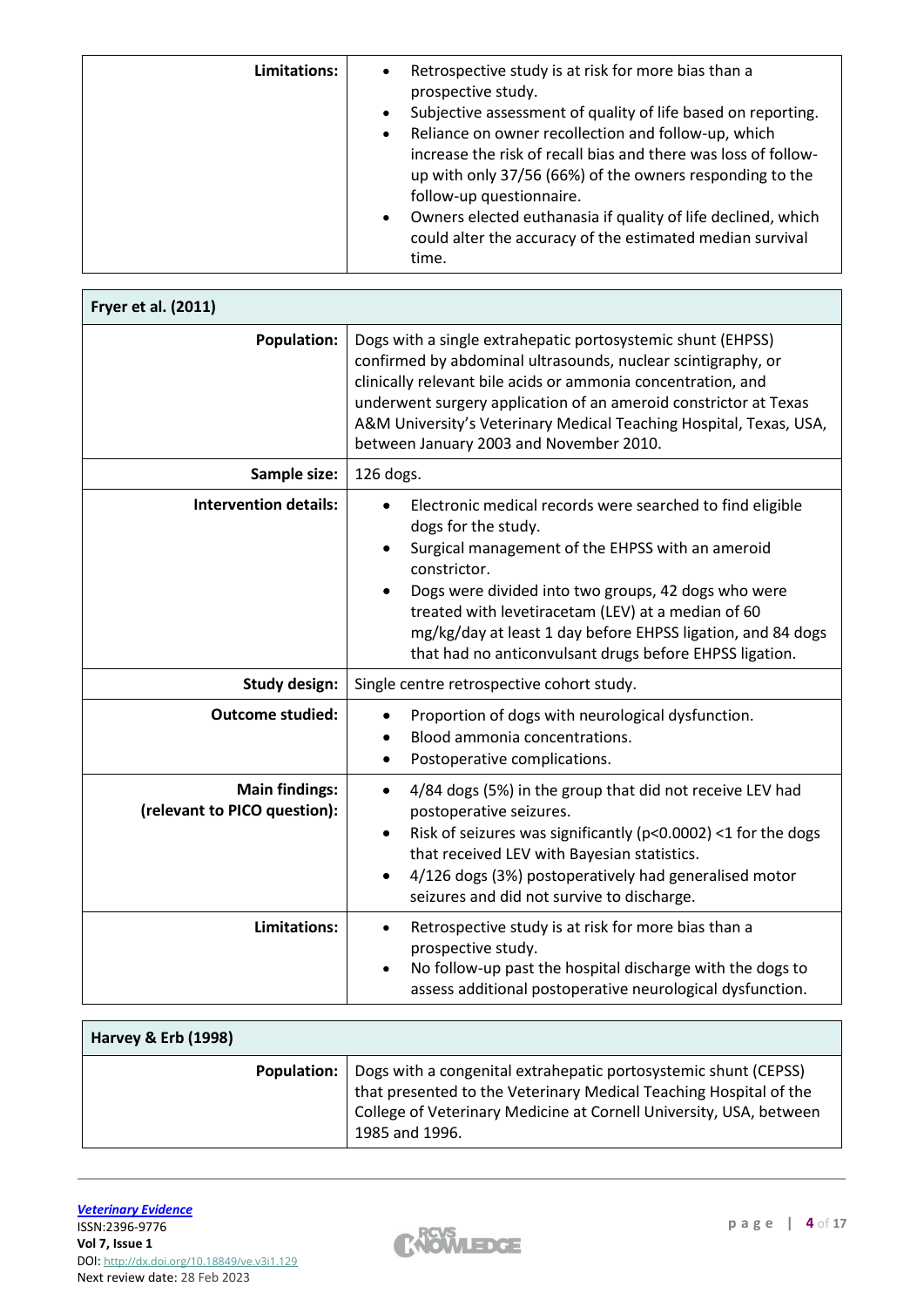| | |
|---|---|
| **Limitations:** | • Retrospective study is at risk for more bias than a prospective study.<br>• Subjective assessment of quality of life based on reporting.<br>• Reliance on owner recollection and follow-up, which increase the risk of recall bias and there was loss of follow-up with only 37/56 (66%) of the owners responding to the follow-up questionnaire.<br>• Owners elected euthanasia if quality of life declined, which could alter the accuracy of the estimated median survival time. |

| **Fryer et al. (2011)** | |
|---|---|
| **Population:** | Dogs with a single extrahepatic portosystemic shunt (EHPSS) confirmed by abdominal ultrasounds, nuclear scintigraphy, or clinically relevant bile acids or ammonia concentration, and underwent surgery application of an ameroid constrictor at Texas A&M University's Veterinary Medical Teaching Hospital, Texas, USA, between January 2003 and November 2010. |
| **Sample size:** | 126 dogs. |
| **Intervention details:** | • Electronic medical records were searched to find eligible dogs for the study.<br>• Surgical management of the EHPSS with an ameroid constrictor.<br>• Dogs were divided into two groups, 42 dogs who were treated with levetiracetam (LEV) at a median of 60 mg/kg/day at least 1 day before EHPSS ligation, and 84 dogs that had no anticonvulsant drugs before EHPSS ligation. |
| **Study design:** | Single centre retrospective cohort study. |
| **Outcome studied:** | • Proportion of dogs with neurological dysfunction.<br>• Blood ammonia concentrations.<br>• Postoperative complications. |
| **Main findings: (relevant to PICO question):** | • 4/84 dogs (5%) in the group that did not receive LEV had postoperative seizures.<br>• Risk of seizures was significantly ($p<0.0002$) <1 for the dogs that received LEV with Bayesian statistics.<br>• 4/126 dogs (3%) postoperatively had generalised motor seizures and did not survive to discharge. |
| **Limitations:** | • Retrospective study is at risk for more bias than a prospective study.<br>• No follow-up past the hospital discharge with the dogs to assess additional postoperative neurological dysfunction. |

| **Harvey & Erb (1998)** | |
|---|---|
| **Population:** | Dogs with a congenital extrahepatic portosystemic shunt (CEPSS) that presented to the Veterinary Medical Teaching Hospital of the College of Veterinary Medicine at Cornell University, USA, between 1985 and 1996. |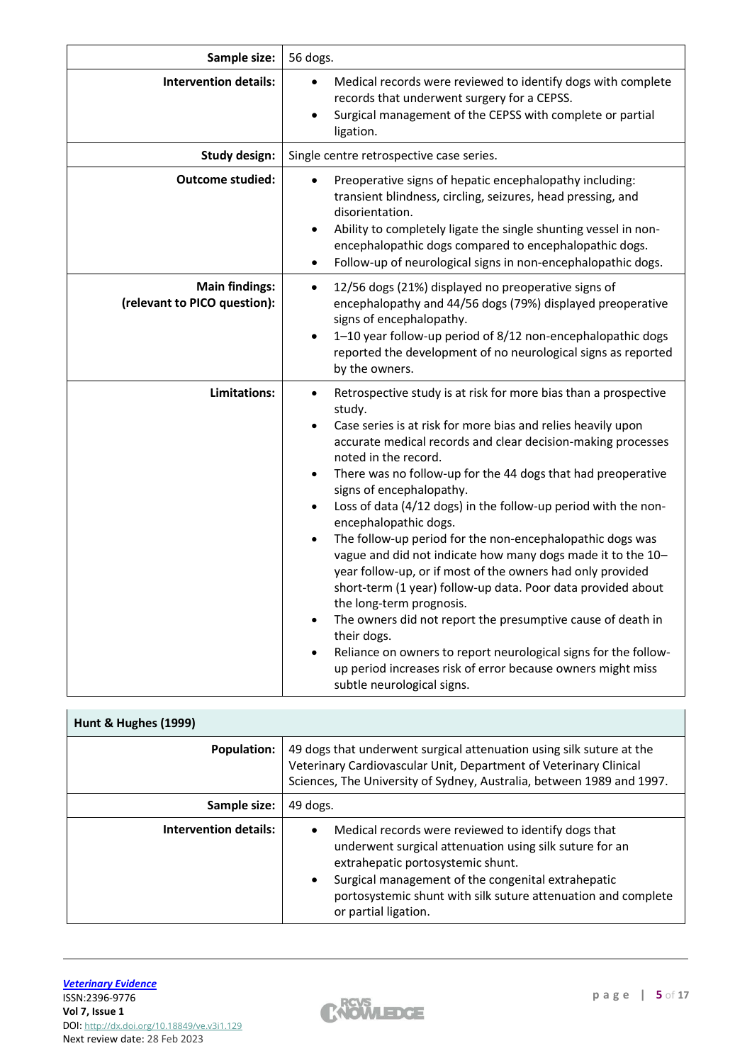| | |
|---|---|
| **Sample size:** | 56 dogs. |
| **Intervention details:** | • Medical records were reviewed to identify dogs with complete records that underwent surgery for a CEPSS.<br>• Surgical management of the CEPSS with complete or partial ligation. |
| **Study design:** | Single centre retrospective case series. |
| **Outcome studied:** | • Preoperative signs of hepatic encephalopathy including: transient blindness, circling, seizures, head pressing, and disorientation.<br>• Ability to completely ligate the single shunting vessel in non-encephalopathic dogs compared to encephalopathic dogs.<br>• Follow-up of neurological signs in non-encephalopathic dogs. |
| **Main findings: (relevant to PICO question):** | • 12/56 dogs (21%) displayed no preoperative signs of encephalopathy and 44/56 dogs (79%) displayed preoperative signs of encephalopathy.<br>• 1–10 year follow-up period of 8/12 non-encephalopathic dogs reported the development of no neurological signs as reported by the owners. |
| **Limitations:** | • Retrospective study is at risk for more bias than a prospective study.<br>• Case series is at risk for more bias and relies heavily upon accurate medical records and clear decision-making processes noted in the record.<br>• There was no follow-up for the 44 dogs that had preoperative signs of encephalopathy.<br>• Loss of data (4/12 dogs) in the follow-up period with the non-encephalopathic dogs.<br>• The follow-up period for the non-encephalopathic dogs was vague and did not indicate how many dogs made it to the 10–year follow-up, or if most of the owners had only provided short-term (1 year) follow-up data. Poor data provided about the long-term prognosis.<br>• The owners did not report the presumptive cause of death in their dogs.<br>• Reliance on owners to report neurological signs for the follow-up period increases risk of error because owners might miss subtle neurological signs. |

| **Hunt & Hughes (1999)** | |
|---|---|
| **Population:** | 49 dogs that underwent surgical attenuation using silk suture at the Veterinary Cardiovascular Unit, Department of Veterinary Clinical Sciences, The University of Sydney, Australia, between 1989 and 1997. |
| **Sample size:** | 49 dogs. |
| **Intervention details:** | • Medical records were reviewed to identify dogs that underwent surgical attenuation using silk suture for an extrahepatic portosystemic shunt.<br>• Surgical management of the congenital extrahepatic portosystemic shunt with silk suture attenuation and complete or partial ligation. |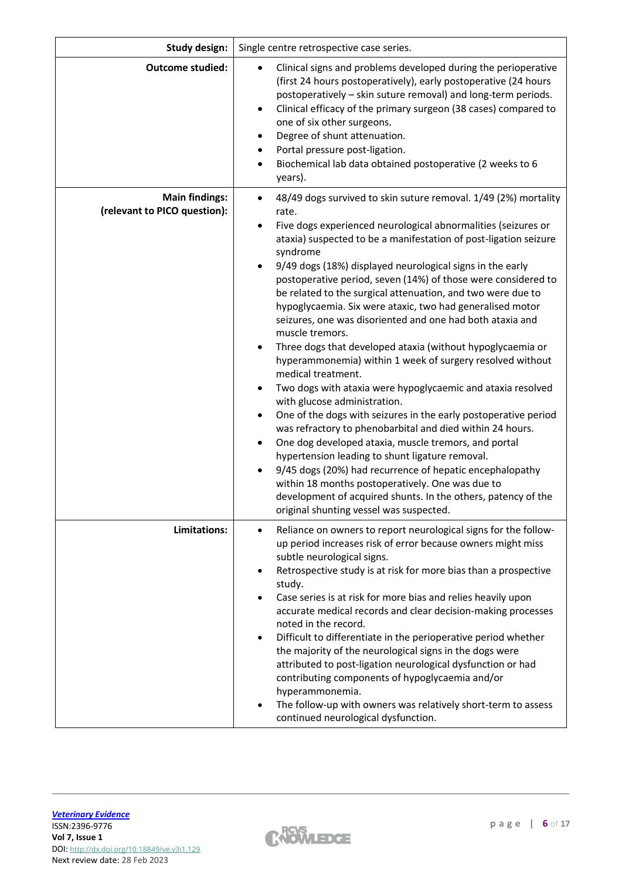| | |
|---|---|
| **Study design:** | Single centre retrospective case series. |
| **Outcome studied:** | • Clinical signs and problems developed during the perioperative (first 24 hours postoperatively), early postoperative (24 hours postoperatively – skin suture removal) and long-term periods.<br>• Clinical efficacy of the primary surgeon (38 cases) compared to one of six other surgeons.<br>• Degree of shunt attenuation.<br>• Portal pressure post-ligation.<br>• Biochemical lab data obtained postoperative (2 weeks to 6 years). |
| **Main findings:**<br>**(relevant to PICO question):** | • 48/49 dogs survived to skin suture removal. 1/49 (2%) mortality rate.<br>• Five dogs experienced neurological abnormalities (seizures or ataxia) suspected to be a manifestation of post-ligation seizure syndrome<br>• 9/49 dogs (18%) displayed neurological signs in the early postoperative period, seven (14%) of those were considered to be related to the surgical attenuation, and two were due to hypoglycaemia. Six were ataxic, two had generalised motor seizures, one was disoriented and one had both ataxia and muscle tremors.<br>• Three dogs that developed ataxia (without hypoglycaemia or hyperammonemia) within 1 week of surgery resolved without medical treatment.<br>• Two dogs with ataxia were hypoglycaemic and ataxia resolved with glucose administration.<br>• One of the dogs with seizures in the early postoperative period was refractory to phenobarbital and died within 24 hours.<br>• One dog developed ataxia, muscle tremors, and portal hypertension leading to shunt ligature removal.<br>• 9/45 dogs (20%) had recurrence of hepatic encephalopathy within 18 months postoperatively. One was due to development of acquired shunts. In the others, patency of the original shunting vessel was suspected. |
| **Limitations:** | • Reliance on owners to report neurological signs for the follow-up period increases risk of error because owners might miss subtle neurological signs.<br>• Retrospective study is at risk for more bias than a prospective study.<br>• Case series is at risk for more bias and relies heavily upon accurate medical records and clear decision-making processes noted in the record.<br>• Difficult to differentiate in the perioperative period whether the majority of the neurological signs in the dogs were attributed to post-ligation neurological dysfunction or had contributing components of hypoglycaemia and/or hyperammonemia.<br>• The follow-up with owners was relatively short-term to assess continued neurological dysfunction. |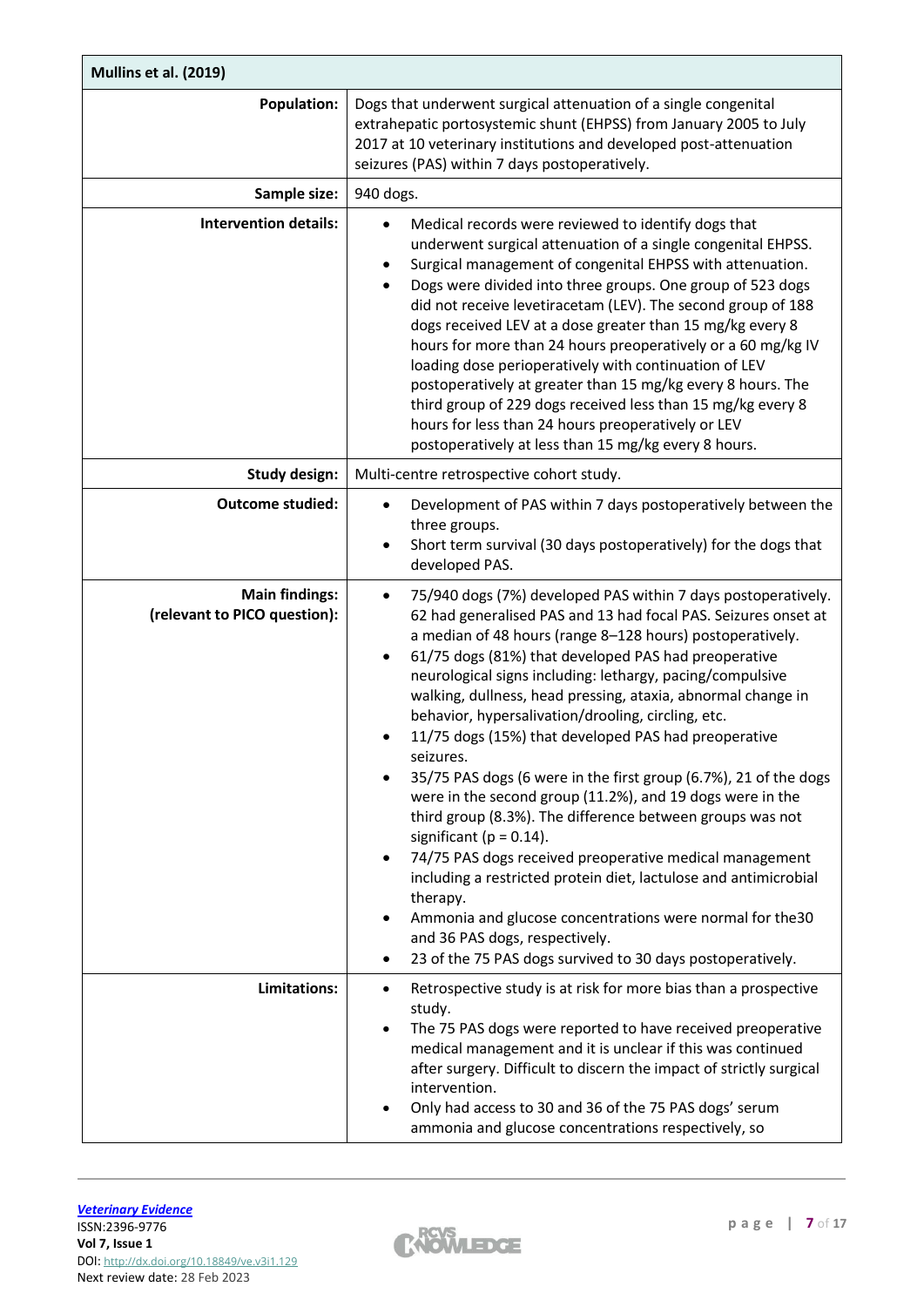| Mullins et al. (2019) | |
|---|---|
| **Population:** | Dogs that underwent surgical attenuation of a single congenital extrahepatic portosystemic shunt (EHPSS) from January 2005 to July 2017 at 10 veterinary institutions and developed post-attenuation seizures (PAS) within 7 days postoperatively. |
| **Sample size:** | 940 dogs. |
| **Intervention details:** | • Medical records were reviewed to identify dogs that underwent surgical attenuation of a single congenital EHPSS.<br>• Surgical management of congenital EHPSS with attenuation.<br>• Dogs were divided into three groups. One group of 523 dogs did not receive levetiracetam (LEV). The second group of 188 dogs received LEV at a dose greater than 15 mg/kg every 8 hours for more than 24 hours preoperatively or a 60 mg/kg IV loading dose perioperatively with continuation of LEV postoperatively at greater than 15 mg/kg every 8 hours. The third group of 229 dogs received less than 15 mg/kg every 8 hours for less than 24 hours preoperatively or LEV postoperatively at less than 15 mg/kg every 8 hours. |
| **Study design:** | Multi-centre retrospective cohort study. |
| **Outcome studied:** | • Development of PAS within 7 days postoperatively between the three groups.<br>• Short term survival (30 days postoperatively) for the dogs that developed PAS. |
| **Main findings: (relevant to PICO question):** | • 75/940 dogs (7%) developed PAS within 7 days postoperatively. 62 had generalised PAS and 13 had focal PAS. Seizures onset at a median of 48 hours (range 8–128 hours) postoperatively.<br>• 61/75 dogs (81%) that developed PAS had preoperative neurological signs including: lethargy, pacing/compulsive walking, dullness, head pressing, ataxia, abnormal change in behavior, hypersalivation/drooling, circling, etc.<br>• 11/75 dogs (15%) that developed PAS had preoperative seizures.<br>• 35/75 PAS dogs (6 were in the first group (6.7%), 21 of the dogs were in the second group (11.2%), and 19 dogs were in the third group (8.3%). The difference between groups was not significant ($p = 0.14$).<br>• 74/75 PAS dogs received preoperative medical management including a restricted protein diet, lactulose and antimicrobial therapy.<br>• Ammonia and glucose concentrations were normal for the30 and 36 PAS dogs, respectively.<br>• 23 of the 75 PAS dogs survived to 30 days postoperatively. |
| **Limitations:** | • Retrospective study is at risk for more bias than a prospective study.<br>• The 75 PAS dogs were reported to have received preoperative medical management and it is unclear if this was continued after surgery. Difficult to discern the impact of strictly surgical intervention.<br>• Only had access to 30 and 36 of the 75 PAS dogs' serum ammonia and glucose concentrations respectively, so |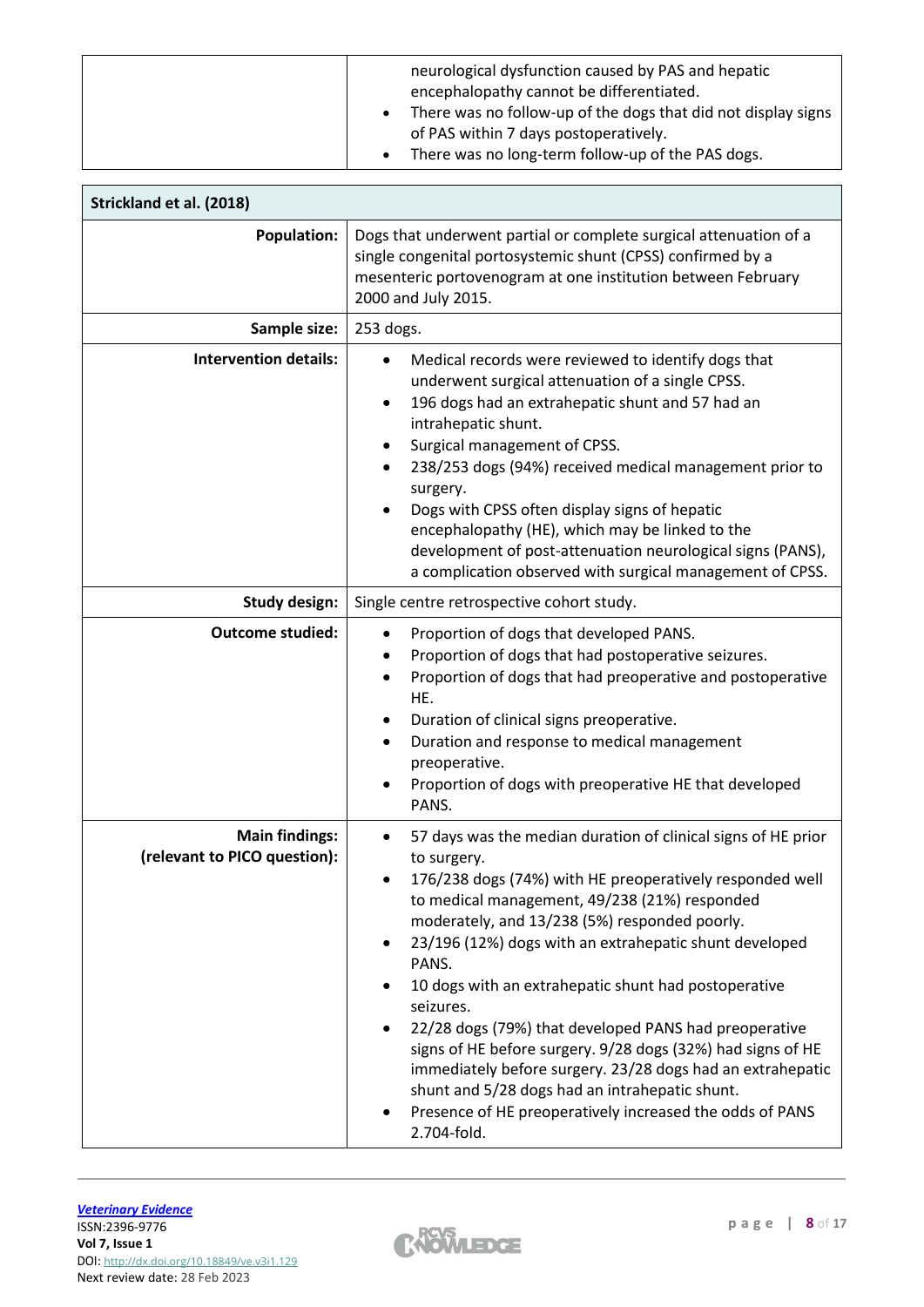| | |
|---|---|
| | • neurological dysfunction caused by PAS and hepatic encephalopathy cannot be differentiated.<br>• There was no follow-up of the dogs that did not display signs of PAS within 7 days postoperatively.<br>• There was no long-term follow-up of the PAS dogs. |

| **Strickland et al. (2018)** | |
|---|---|
| **Population:** | Dogs that underwent partial or complete surgical attenuation of a single congenital portosystemic shunt (CPSS) confirmed by a mesenteric portovenogram at one institution between February 2000 and July 2015. |
| **Sample size:** | 253 dogs. |
| **Intervention details:** | • Medical records were reviewed to identify dogs that underwent surgical attenuation of a single CPSS.<br>• 196 dogs had an extrahepatic shunt and 57 had an intrahepatic shunt.<br>• Surgical management of CPSS.<br>• 238/253 dogs (94%) received medical management prior to surgery.<br>• Dogs with CPSS often display signs of hepatic encephalopathy (HE), which may be linked to the development of post-attenuation neurological signs (PANS), a complication observed with surgical management of CPSS. |
| **Study design:** | Single centre retrospective cohort study. |
| **Outcome studied:** | • Proportion of dogs that developed PANS.<br>• Proportion of dogs that had postoperative seizures.<br>• Proportion of dogs that had preoperative and postoperative HE.<br>• Duration of clinical signs preoperative.<br>• Duration and response to medical management preoperative.<br>• Proportion of dogs with preoperative HE that developed PANS. |
| **Main findings: (relevant to PICO question):** | • 57 days was the median duration of clinical signs of HE prior to surgery.<br>• 176/238 dogs (74%) with HE preoperatively responded well to medical management, 49/238 (21%) responded moderately, and 13/238 (5%) responded poorly.<br>• 23/196 (12%) dogs with an extrahepatic shunt developed PANS.<br>• 10 dogs with an extrahepatic shunt had postoperative seizures.<br>• 22/28 dogs (79%) that developed PANS had preoperative signs of HE before surgery. 9/28 dogs (32%) had signs of HE immediately before surgery. 23/28 dogs had an extrahepatic shunt and 5/28 dogs had an intrahepatic shunt.<br>• Presence of HE preoperatively increased the odds of PANS 2.704-fold. |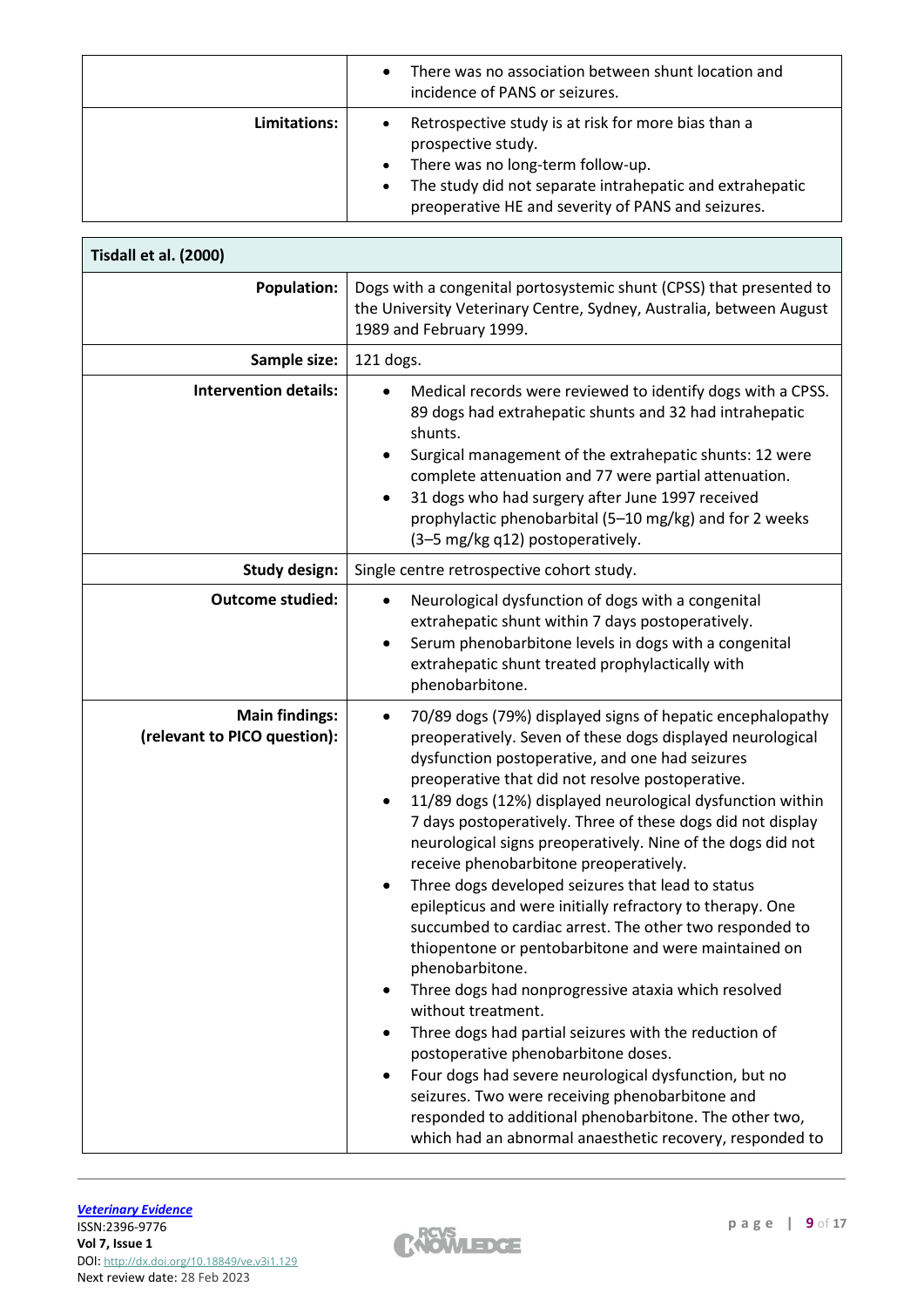|  |  |
|---|---|
|  | • There was no association between shunt location and incidence of PANS or seizures. |
| **Limitations:** | • Retrospective study is at risk for more bias than a prospective study.<br>• There was no long-term follow-up.<br>• The study did not separate intrahepatic and extrahepatic preoperative HE and severity of PANS and seizures. |

| **Tisdall et al. (2000)** | |
|---|---|
| **Population:** | Dogs with a congenital portosystemic shunt (CPSS) that presented to the University Veterinary Centre, Sydney, Australia, between August 1989 and February 1999. |
| **Sample size:** | 121 dogs. |
| **Intervention details:** | • Medical records were reviewed to identify dogs with a CPSS. 89 dogs had extrahepatic shunts and 32 had intrahepatic shunts.<br>• Surgical management of the extrahepatic shunts: 12 were complete attenuation and 77 were partial attenuation.<br>• 31 dogs who had surgery after June 1997 received prophylactic phenobarbital (5–10 mg/kg) and for 2 weeks (3–5 mg/kg q12) postoperatively. |
| **Study design:** | Single centre retrospective cohort study. |
| **Outcome studied:** | • Neurological dysfunction of dogs with a congenital extrahepatic shunt within 7 days postoperatively.<br>• Serum phenobarbitone levels in dogs with a congenital extrahepatic shunt treated prophylactically with phenobarbitone. |
| **Main findings:**<br>**(relevant to PICO question):** | • 70/89 dogs (79%) displayed signs of hepatic encephalopathy preoperatively. Seven of these dogs displayed neurological dysfunction postoperative, and one had seizures preoperative that did not resolve postoperative.<br>• 11/89 dogs (12%) displayed neurological dysfunction within 7 days postoperatively. Three of these dogs did not display neurological signs preoperatively. Nine of the dogs did not receive phenobarbitone preoperatively.<br>• Three dogs developed seizures that lead to status epilepticus and were initially refractory to therapy. One succumbed to cardiac arrest. The other two responded to thiopentone or pentobarbitone and were maintained on phenobarbitone.<br>• Three dogs had nonprogressive ataxia which resolved without treatment.<br>• Three dogs had partial seizures with the reduction of postoperative phenobarbitone doses.<br>• Four dogs had severe neurological dysfunction, but no seizures. Two were receiving phenobarbitone and responded to additional phenobarbitone. The other two, which had an abnormal anaesthetic recovery, responded to |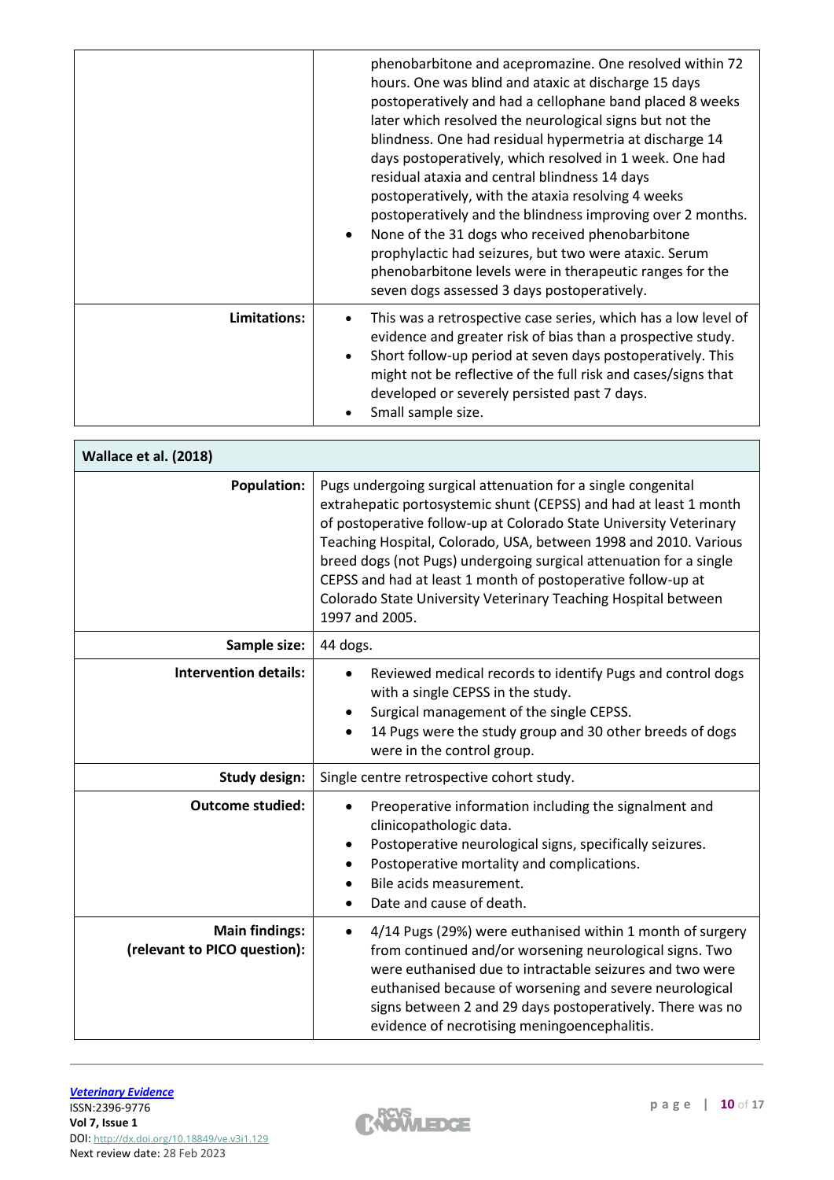| | |
|---|---|
| | phenobarbitone and acepromazine. One resolved within 72 hours. One was blind and ataxic at discharge 15 days postoperatively and had a cellophane band placed 8 weeks later which resolved the neurological signs but not the blindness. One had residual hypermetria at discharge 14 days postoperatively, which resolved in 1 week. One had residual ataxia and central blindness 14 days postoperatively, with the ataxia resolving 4 weeks postoperatively and the blindness improving over 2 months.<br>• None of the 31 dogs who received phenobarbitone prophylactic had seizures, but two were ataxic. Serum phenobarbitone levels were in therapeutic ranges for the seven dogs assessed 3 days postoperatively. |
| **Limitations:** | • This was a retrospective case series, which has a low level of evidence and greater risk of bias than a prospective study.<br>• Short follow-up period at seven days postoperatively. This might not be reflective of the full risk and cases/signs that developed or severely persisted past 7 days.<br>• Small sample size. |

| **Wallace et al. (2018)** | |
|---|---|
| **Population:** | Pugs undergoing surgical attenuation for a single congenital extrahepatic portosystemic shunt (CEPSS) and had at least 1 month of postoperative follow-up at Colorado State University Veterinary Teaching Hospital, Colorado, USA, between 1998 and 2010. Various breed dogs (not Pugs) undergoing surgical attenuation for a single CEPSS and had at least 1 month of postoperative follow-up at Colorado State University Veterinary Teaching Hospital between 1997 and 2005. |
| **Sample size:** | 44 dogs. |
| **Intervention details:** | • Reviewed medical records to identify Pugs and control dogs with a single CEPSS in the study.<br>• Surgical management of the single CEPSS.<br>• 14 Pugs were the study group and 30 other breeds of dogs were in the control group. |
| **Study design:** | Single centre retrospective cohort study. |
| **Outcome studied:** | • Preoperative information including the signalment and clinicopathologic data.<br>• Postoperative neurological signs, specifically seizures.<br>• Postoperative mortality and complications.<br>• Bile acids measurement.<br>• Date and cause of death. |
| **Main findings: (relevant to PICO question):** | • 4/14 Pugs (29%) were euthanised within 1 month of surgery from continued and/or worsening neurological signs. Two were euthanised due to intractable seizures and two were euthanised because of worsening and severe neurological signs between 2 and 29 days postoperatively. There was no evidence of necrotising meningoencephalitis. |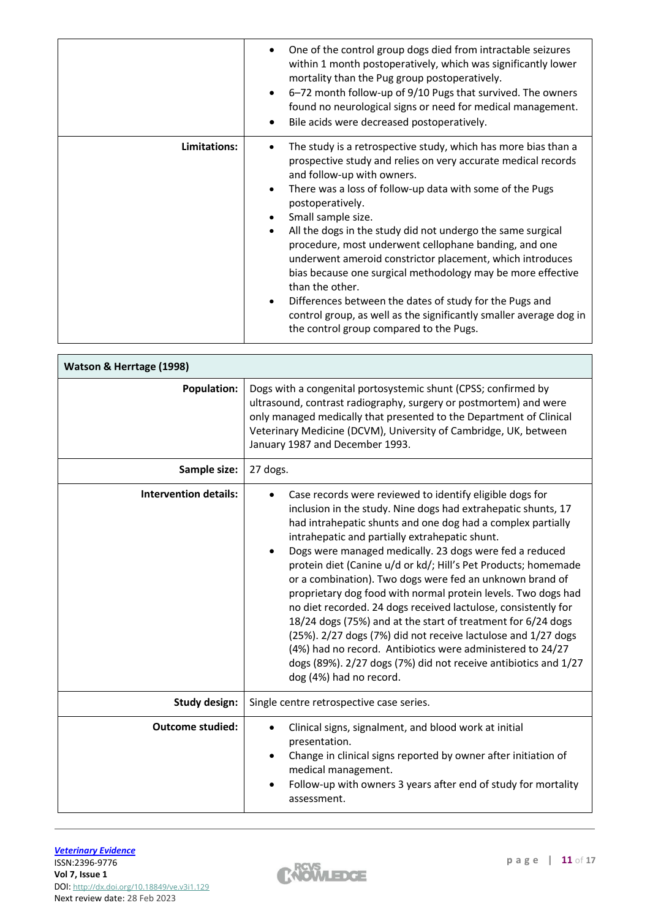| | |
|---|---|
| | • One of the control group dogs died from intractable seizures within 1 month postoperatively, which was significantly lower mortality than the Pug group postoperatively.<br>• 6–72 month follow-up of 9/10 Pugs that survived. The owners found no neurological signs or need for medical management.<br>• Bile acids were decreased postoperatively. |
| **Limitations:** | • The study is a retrospective study, which has more bias than a prospective study and relies on very accurate medical records and follow-up with owners.<br>• There was a loss of follow-up data with some of the Pugs postoperatively.<br>• Small sample size.<br>• All the dogs in the study did not undergo the same surgical procedure, most underwent cellophane banding, and one underwent ameroid constrictor placement, which introduces bias because one surgical methodology may be more effective than the other.<br>• Differences between the dates of study for the Pugs and control group, as well as the significantly smaller average dog in the control group compared to the Pugs. |

| **Watson & Herrtage (1998)** | |
|---|---|
| **Population:** | Dogs with a congenital portosystemic shunt (CPSS; confirmed by ultrasound, contrast radiography, surgery or postmortem) and were only managed medically that presented to the Department of Clinical Veterinary Medicine (DCVM), University of Cambridge, UK, between January 1987 and December 1993. |
| **Sample size:** | 27 dogs. |
| **Intervention details:** | • Case records were reviewed to identify eligible dogs for inclusion in the study. Nine dogs had extrahepatic shunts, 17 had intrahepatic shunts and one dog had a complex partially intrahepatic and partially extrahepatic shunt.<br>• Dogs were managed medically. 23 dogs were fed a reduced protein diet (Canine u/d or kd/; Hill's Pet Products; homemade or a combination). Two dogs were fed an unknown brand of proprietary dog food with normal protein levels. Two dogs had no diet recorded. 24 dogs received lactulose, consistently for 18/24 dogs (75%) and at the start of treatment for 6/24 dogs (25%). 2/27 dogs (7%) did not receive lactulose and 1/27 dogs (4%) had no record. Antibiotics were administered to 24/27 dogs (89%). 2/27 dogs (7%) did not receive antibiotics and 1/27 dog (4%) had no record. |
| **Study design:** | Single centre retrospective case series. |
| **Outcome studied:** | • Clinical signs, signalment, and blood work at initial presentation.<br>• Change in clinical signs reported by owner after initiation of medical management.<br>• Follow-up with owners 3 years after end of study for mortality assessment. |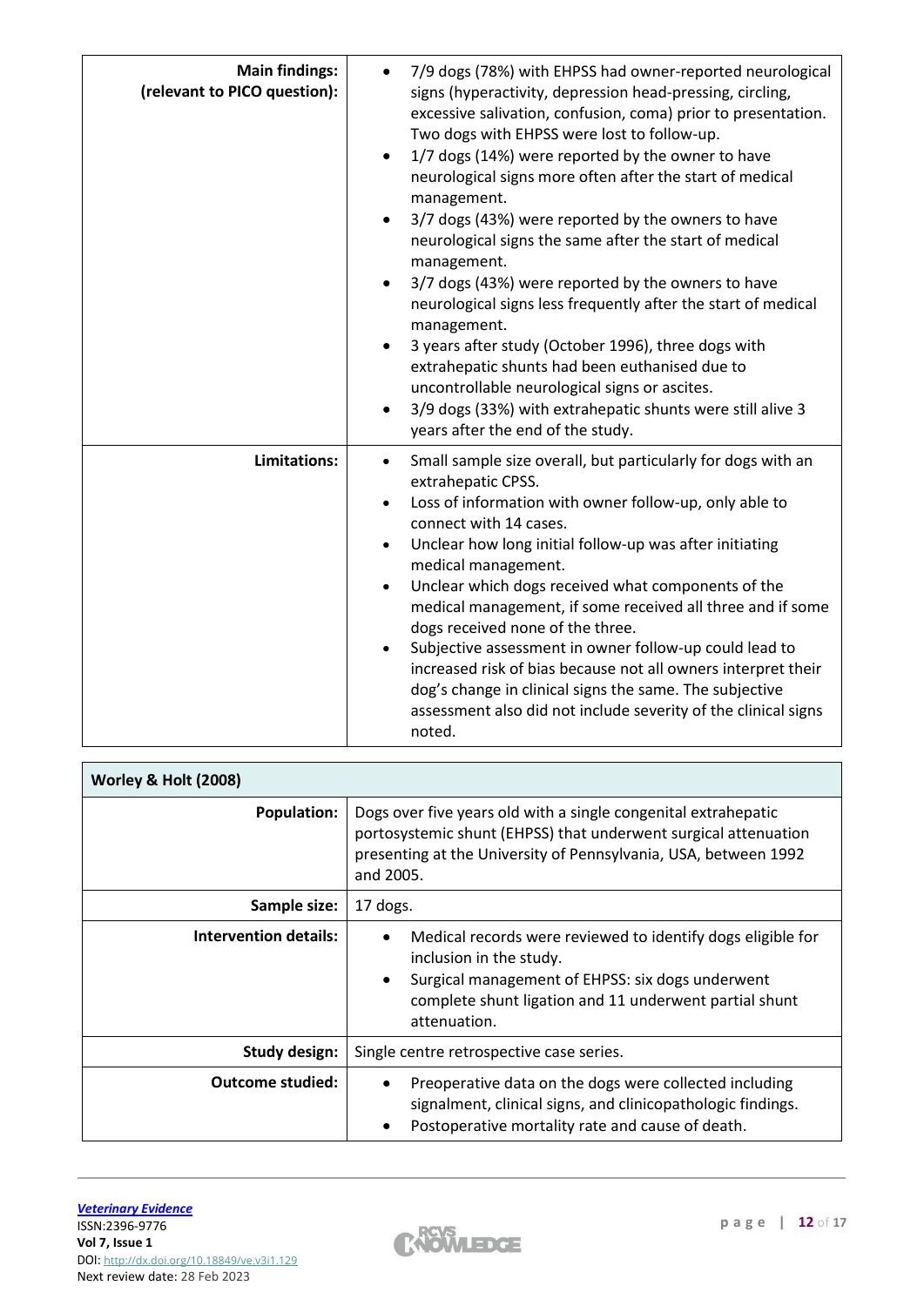| | |
|---|---|
| **Main findings: (relevant to PICO question):** | • 7/9 dogs (78%) with EHPSS had owner-reported neurological signs (hyperactivity, depression head-pressing, circling, excessive salivation, confusion, coma) prior to presentation. Two dogs with EHPSS were lost to follow-up.<br>• 1/7 dogs (14%) were reported by the owner to have neurological signs more often after the start of medical management.<br>• 3/7 dogs (43%) were reported by the owners to have neurological signs the same after the start of medical management.<br>• 3/7 dogs (43%) were reported by the owners to have neurological signs less frequently after the start of medical management.<br>• 3 years after study (October 1996), three dogs with extrahepatic shunts had been euthanised due to uncontrollable neurological signs or ascites.<br>• 3/9 dogs (33%) with extrahepatic shunts were still alive 3 years after the end of the study. |
| **Limitations:** | • Small sample size overall, but particularly for dogs with an extrahepatic CPSS.<br>• Loss of information with owner follow-up, only able to connect with 14 cases.<br>• Unclear how long initial follow-up was after initiating medical management.<br>• Unclear which dogs received what components of the medical management, if some received all three and if some dogs received none of the three.<br>• Subjective assessment in owner follow-up could lead to increased risk of bias because not all owners interpret their dog's change in clinical signs the same. The subjective assessment also did not include severity of the clinical signs noted. |

| **Worley & Holt (2008)** | |
|---|---|
| **Population:** | Dogs over five years old with a single congenital extrahepatic portosystemic shunt (EHPSS) that underwent surgical attenuation presenting at the University of Pennsylvania, USA, between 1992 and 2005. |
| **Sample size:** | 17 dogs. |
| **Intervention details:** | • Medical records were reviewed to identify dogs eligible for inclusion in the study.<br>• Surgical management of EHPSS: six dogs underwent complete shunt ligation and 11 underwent partial shunt attenuation. |
| **Study design:** | Single centre retrospective case series. |
| **Outcome studied:** | • Preoperative data on the dogs were collected including signalment, clinical signs, and clinicopathologic findings.<br>• Postoperative mortality rate and cause of death. |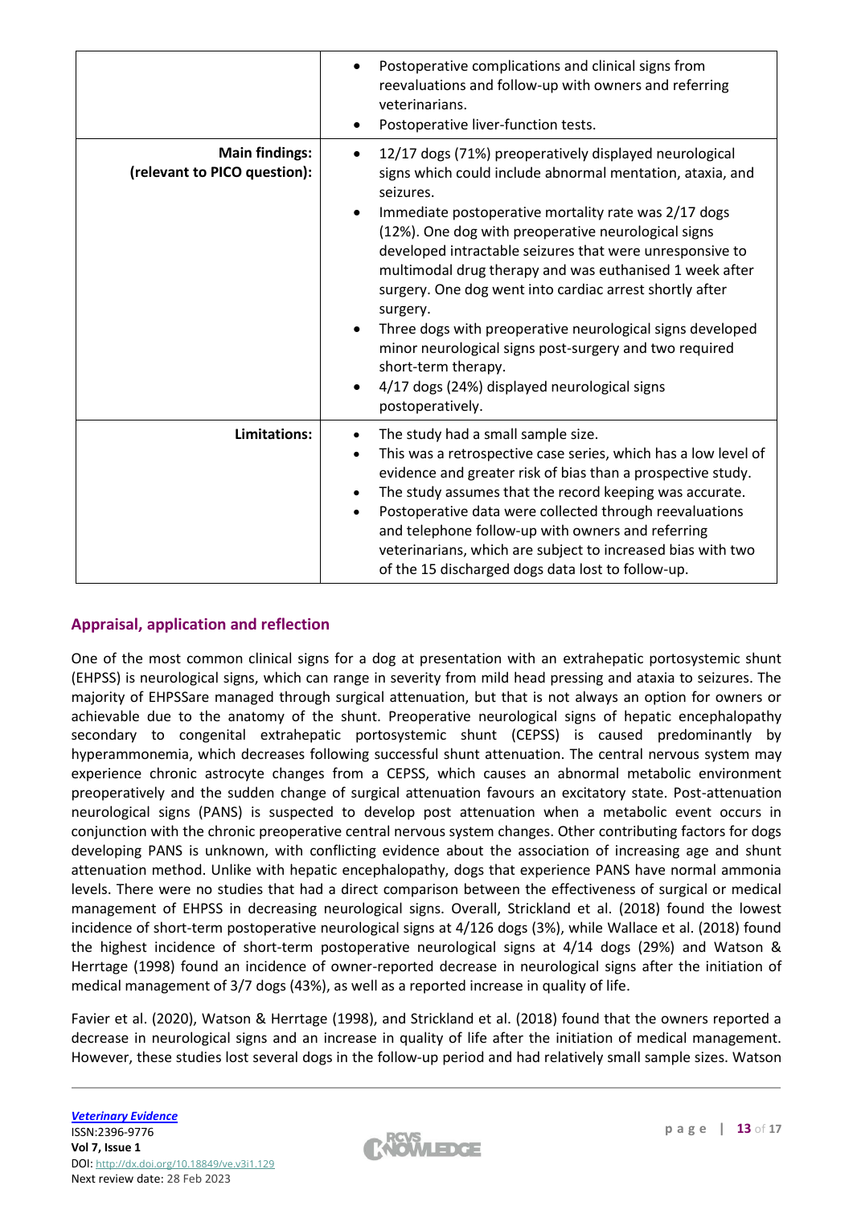|  |  |
| --- | --- |
|  | - Postoperative complications and clinical signs from reevaluations and follow-up with owners and referring veterinarians.<br>- Postoperative liver-function tests. |
| **Main findings: (relevant to PICO question):** | - 12/17 dogs (71%) preoperatively displayed neurological signs which could include abnormal mentation, ataxia, and seizures.<br>- Immediate postoperative mortality rate was 2/17 dogs (12%). One dog with preoperative neurological signs developed intractable seizures that were unresponsive to multimodal drug therapy and was euthanised 1 week after surgery. One dog went into cardiac arrest shortly after surgery.<br>- Three dogs with preoperative neurological signs developed minor neurological signs post-surgery and two required short-term therapy.<br>- 4/17 dogs (24%) displayed neurological signs postoperatively. |
| **Limitations:** | - The study had a small sample size.<br>- This was a retrospective case series, which has a low level of evidence and greater risk of bias than a prospective study.<br>- The study assumes that the record keeping was accurate.<br>- Postoperative data were collected through reevaluations and telephone follow-up with owners and referring veterinarians, which are subject to increased bias with two of the 15 discharged dogs data lost to follow-up. |

## Appraisal, application and reflection

One of the most common clinical signs for a dog at presentation with an extrahepatic portosystemic shunt (EHPSS) is neurological signs, which can range in severity from mild head pressing and ataxia to seizures. The majority of EHPSSare managed through surgical attenuation, but that is not always an option for owners or achievable due to the anatomy of the shunt. Preoperative neurological signs of hepatic encephalopathy secondary to congenital extrahepatic portosystemic shunt (CEPSS) is caused predominantly by hyperammonemia, which decreases following successful shunt attenuation. The central nervous system may experience chronic astrocyte changes from a CEPSS, which causes an abnormal metabolic environment preoperatively and the sudden change of surgical attenuation favours an excitatory state. Post-attenuation neurological signs (PANS) is suspected to develop post attenuation when a metabolic event occurs in conjunction with the chronic preoperative central nervous system changes. Other contributing factors for dogs developing PANS is unknown, with conflicting evidence about the association of increasing age and shunt attenuation method. Unlike with hepatic encephalopathy, dogs that experience PANS have normal ammonia levels. There were no studies that had a direct comparison between the effectiveness of surgical or medical management of EHPSS in decreasing neurological signs. Overall, Strickland et al. (2018) found the lowest incidence of short-term postoperative neurological signs at 4/126 dogs (3%), while Wallace et al. (2018) found the highest incidence of short-term postoperative neurological signs at 4/14 dogs (29%) and Watson & Herrtage (1998) found an incidence of owner-reported decrease in neurological signs after the initiation of medical management of 3/7 dogs (43%), as well as a reported increase in quality of life.

Favier et al. (2020), Watson & Herrtage (1998), and Strickland et al. (2018) found that the owners reported a decrease in neurological signs and an increase in quality of life after the initiation of medical management. However, these studies lost several dogs in the follow-up period and had relatively small sample sizes. Watson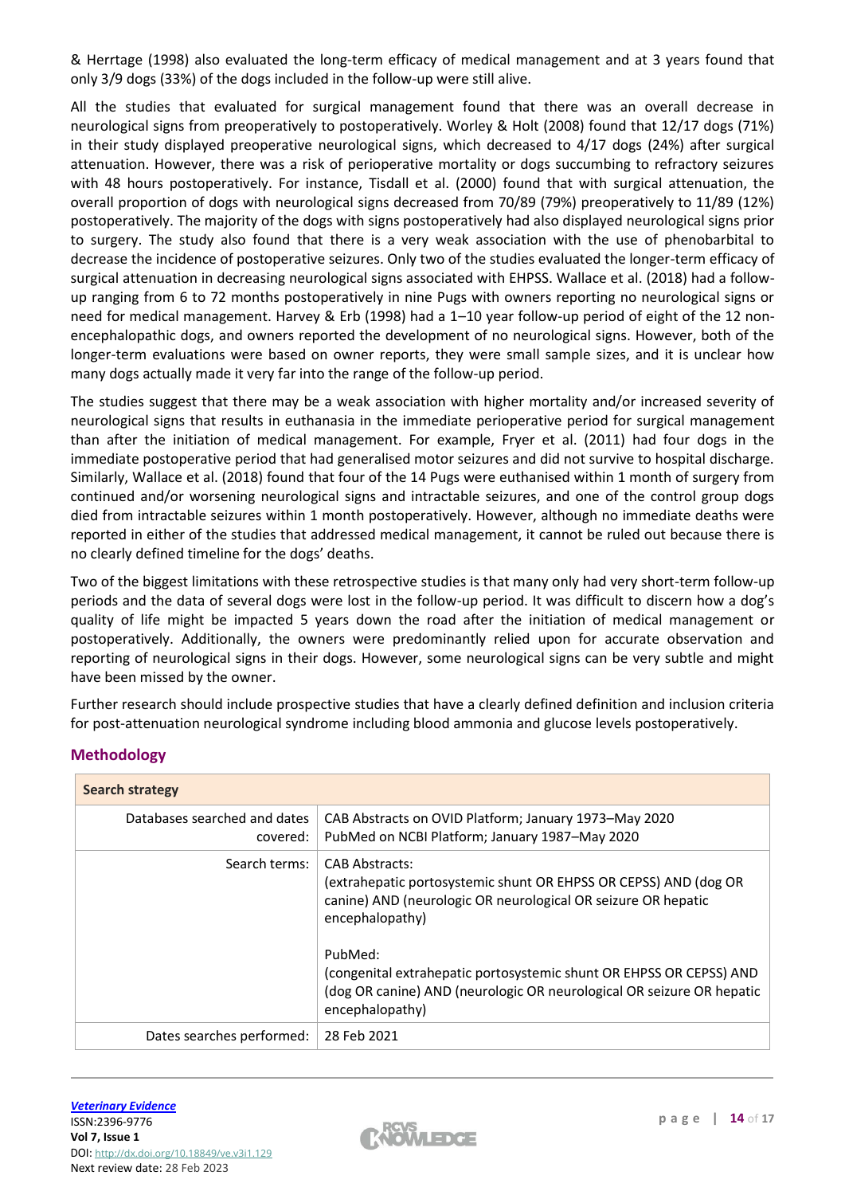& Herrtage (1998) also evaluated the long-term efficacy of medical management and at 3 years found that only 3/9 dogs (33%) of the dogs included in the follow-up were still alive.

All the studies that evaluated for surgical management found that there was an overall decrease in neurological signs from preoperatively to postoperatively. Worley & Holt (2008) found that 12/17 dogs (71%) in their study displayed preoperative neurological signs, which decreased to 4/17 dogs (24%) after surgical attenuation. However, there was a risk of perioperative mortality or dogs succumbing to refractory seizures with 48 hours postoperatively. For instance, Tisdall et al. (2000) found that with surgical attenuation, the overall proportion of dogs with neurological signs decreased from 70/89 (79%) preoperatively to 11/89 (12%) postoperatively. The majority of the dogs with signs postoperatively had also displayed neurological signs prior to surgery. The study also found that there is a very weak association with the use of phenobarbital to decrease the incidence of postoperative seizures. Only two of the studies evaluated the longer-term efficacy of surgical attenuation in decreasing neurological signs associated with EHPSS. Wallace et al. (2018) had a follow-up ranging from 6 to 72 months postoperatively in nine Pugs with owners reporting no neurological signs or need for medical management. Harvey & Erb (1998) had a 1–10 year follow-up period of eight of the 12 non-encephalopathic dogs, and owners reported the development of no neurological signs. However, both of the longer-term evaluations were based on owner reports, they were small sample sizes, and it is unclear how many dogs actually made it very far into the range of the follow-up period.

The studies suggest that there may be a weak association with higher mortality and/or increased severity of neurological signs that results in euthanasia in the immediate perioperative period for surgical management than after the initiation of medical management. For example, Fryer et al. (2011) had four dogs in the immediate postoperative period that had generalised motor seizures and did not survive to hospital discharge. Similarly, Wallace et al. (2018) found that four of the 14 Pugs were euthanised within 1 month of surgery from continued and/or worsening neurological signs and intractable seizures, and one of the control group dogs died from intractable seizures within 1 month postoperatively. However, although no immediate deaths were reported in either of the studies that addressed medical management, it cannot be ruled out because there is no clearly defined timeline for the dogs' deaths.

Two of the biggest limitations with these retrospective studies is that many only had very short-term follow-up periods and the data of several dogs were lost in the follow-up period. It was difficult to discern how a dog's quality of life might be impacted 5 years down the road after the initiation of medical management or postoperatively. Additionally, the owners were predominantly relied upon for accurate observation and reporting of neurological signs in their dogs. However, some neurological signs can be very subtle and might have been missed by the owner.

Further research should include prospective studies that have a clearly defined definition and inclusion criteria for post-attenuation neurological syndrome including blood ammonia and glucose levels postoperatively.

## Methodology

| Search strategy | |
|---|---|
| Databases searched and dates covered: | CAB Abstracts on OVID Platform; January 1973–May 2020<br>PubMed on NCBI Platform; January 1987–May 2020 |
| Search terms: | CAB Abstracts:<br>(extrahepatic portosystemic shunt OR EHPSS OR CEPSS) AND (dog OR canine) AND (neurologic OR neurological OR seizure OR hepatic encephalopathy)<br><br>PubMed:<br>(congenital extrahepatic portosystemic shunt OR EHPSS OR CEPSS) AND (dog OR canine) AND (neurologic OR neurological OR seizure OR hepatic encephalopathy) |
| Dates searches performed: | 28 Feb 2021 |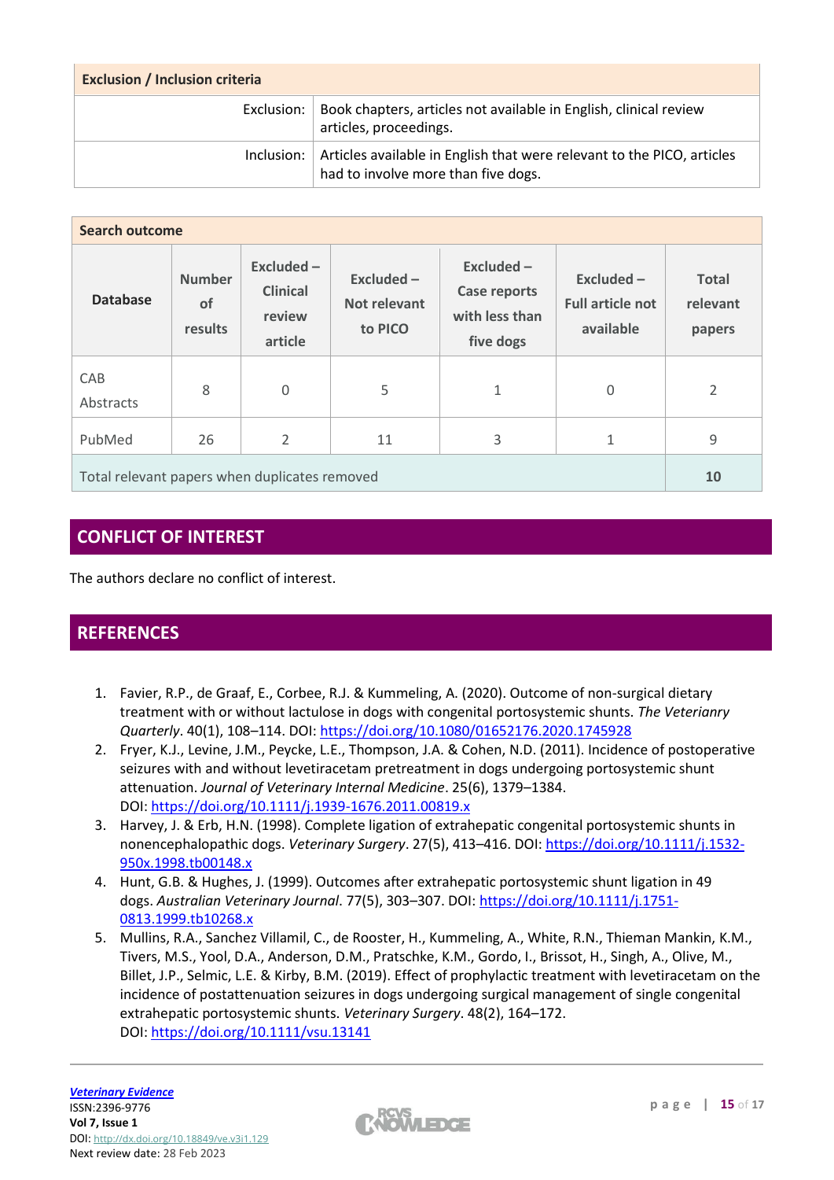| Exclusion / Inclusion criteria | |
|---|---|
| Exclusion: | Book chapters, articles not available in English, clinical review articles, proceedings. |
| Inclusion: | Articles available in English that were relevant to the PICO, articles had to involve more than five dogs. |

| Search outcome | | | | | | |
|---|---|---|---|---|---|---|
| **Database** | **Number of results** | **Excluded – Clinical review article** | **Excluded – Not relevant to PICO** | **Excluded – Case reports with less than five dogs** | **Excluded – Full article not available** | **Total relevant papers** |
| CAB Abstracts | 8 | 0 | 5 | 1 | 0 | 2 |
| PubMed | 26 | 2 | 11 | 3 | 1 | 9 |
| Total relevant papers when duplicates removed | | | | | | **10** |

## CONFLICT OF INTEREST

The authors declare no conflict of interest.

## REFERENCES

1. Favier, R.P., de Graaf, E., Corbee, R.J. & Kummeling, A. (2020). Outcome of non-surgical dietary treatment with or without lactulose in dogs with congenital portosystemic shunts. *The Veteriary Quarterly*. 40(1), 108–114. DOI: https://doi.org/10.1080/01652176.2020.1745928
2. Fryer, K.J., Levine, J.M., Peycke, L.E., Thompson, J.A. & Cohen, N.D. (2011). Incidence of postoperative seizures with and without levetiracetam pretreatment in dogs undergoing portosystemic shunt attenuation. *Journal of Veterinary Internal Medicine*. 25(6), 1379–1384. DOI: https://doi.org/10.1111/j.1939-1676.2011.00819.x
3. Harvey, J. & Erb, H.N. (1998). Complete ligation of extrahepatic congenital portosystemic shunts in nonencephalopathic dogs. *Veterinary Surgery*. 27(5), 413–416. DOI: https://doi.org/10.1111/j.1532-950x.1998.tb00148.x
4. Hunt, G.B. & Hughes, J. (1999). Outcomes after extrahepatic portosystemic shunt ligation in 49 dogs. *Australian Veterinary Journal*. 77(5), 303–307. DOI: https://doi.org/10.1111/j.1751-0813.1999.tb10268.x
5. Mullins, R.A., Sanchez Villamil, C., de Rooster, H., Kummeling, A., White, R.N., Thieman Mankin, K.M., Tivers, M.S., Yool, D.A., Anderson, D.M., Pratschke, K.M., Gordo, I., Brissot, H., Singh, A., Olive, M., Billet, J.P., Selmic, L.E. & Kirby, B.M. (2019). Effect of prophylactic treatment with levetiracetam on the incidence of postattenuation seizures in dogs undergoing surgical management of single congenital extrahepatic portosystemic shunts. *Veterinary Surgery*. 48(2), 164–172. DOI: https://doi.org/10.1111/vsu.13141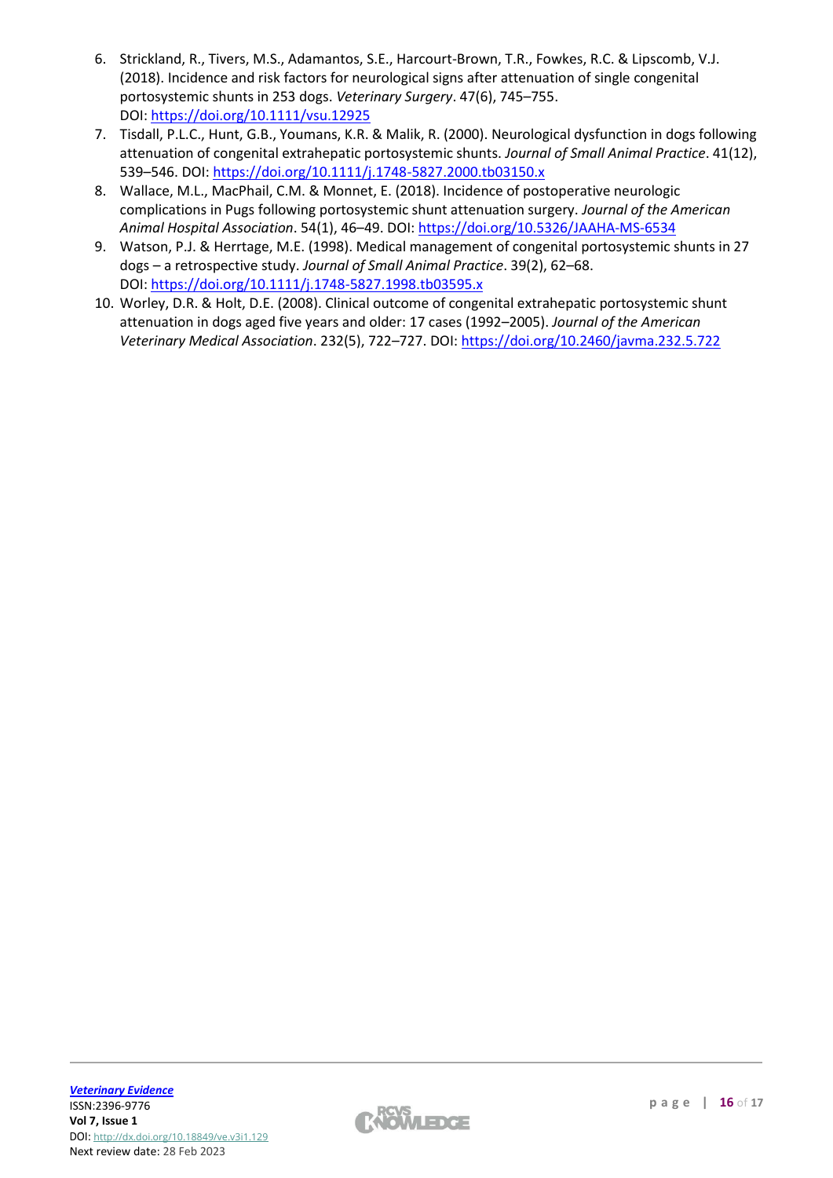6. Strickland, R., Tivers, M.S., Adamantos, S.E., Harcourt-Brown, T.R., Fowkes, R.C. & Lipscomb, V.J. (2018). Incidence and risk factors for neurological signs after attenuation of single congenital portosystemic shunts in 253 dogs. *Veterinary Surgery*. 47(6), 745–755. DOI: https://doi.org/10.1111/vsu.12925
7. Tisdall, P.L.C., Hunt, G.B., Youmans, K.R. & Malik, R. (2000). Neurological dysfunction in dogs following attenuation of congenital extrahepatic portosystemic shunts. *Journal of Small Animal Practice*. 41(12), 539–546. DOI: https://doi.org/10.1111/j.1748-5827.2000.tb03150.x
8. Wallace, M.L., MacPhail, C.M. & Monnet, E. (2018). Incidence of postoperative neurologic complications in Pugs following portosystemic shunt attenuation surgery. *Journal of the American Animal Hospital Association*. 54(1), 46–49. DOI: https://doi.org/10.5326/JAAHA-MS-6534
9. Watson, P.J. & Herrtage, M.E. (1998). Medical management of congenital portosystemic shunts in 27 dogs – a retrospective study. *Journal of Small Animal Practice*. 39(2), 62–68. DOI: https://doi.org/10.1111/j.1748-5827.1998.tb03595.x
10. Worley, D.R. & Holt, D.E. (2008). Clinical outcome of congenital extrahepatic portosystemic shunt attenuation in dogs aged five years and older: 17 cases (1992–2005). *Journal of the American Veterinary Medical Association*. 232(5), 722–727. DOI: https://doi.org/10.2460/javma.232.5.722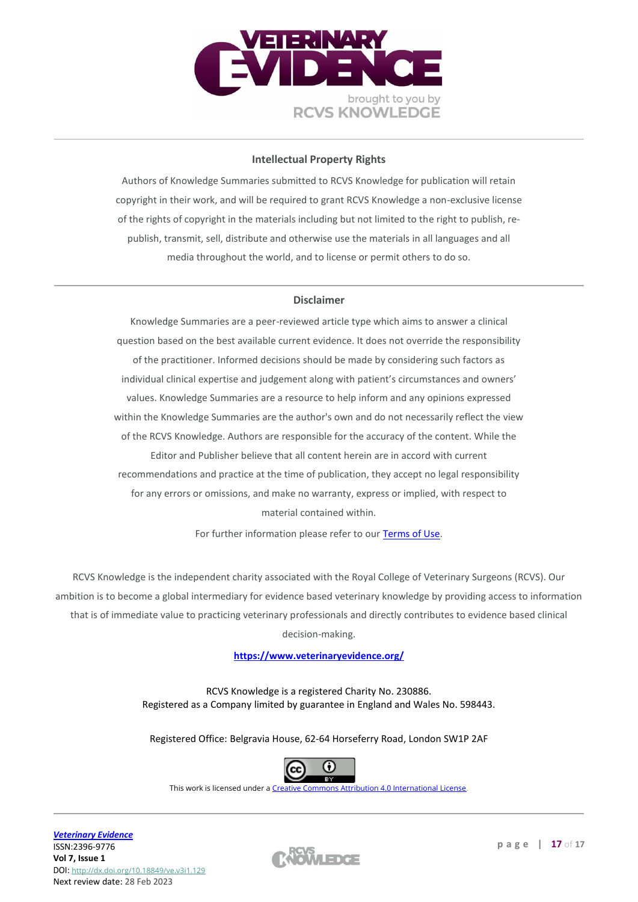## Intellectual Property Rights

Authors of Knowledge Summaries submitted to RCVS Knowledge for publication will retain copyright in their work, and will be required to grant RCVS Knowledge a non-exclusive license of the rights of copyright in the materials including but not limited to the right to publish, re-publish, transmit, sell, distribute and otherwise use the materials in all languages and all media throughout the world, and to license or permit others to do so.

## Disclaimer

Knowledge Summaries are a peer-reviewed article type which aims to answer a clinical question based on the best available current evidence. It does not override the responsibility of the practitioner. Informed decisions should be made by considering such factors as individual clinical expertise and judgement along with patient's circumstances and owners' values. Knowledge Summaries are a resource to help inform and any opinions expressed within the Knowledge Summaries are the author's own and do not necessarily reflect the view of the RCVS Knowledge. Authors are responsible for the accuracy of the content. While the Editor and Publisher believe that all content herein are in accord with current recommendations and practice at the time of publication, they accept no legal responsibility for any errors or omissions, and make no warranty, express or implied, with respect to material contained within.

For further information please refer to our Terms of Use.

RCVS Knowledge is the independent charity associated with the Royal College of Veterinary Surgeons (RCVS). Our ambition is to become a global intermediary for evidence based veterinary knowledge by providing access to information that is of immediate value to practicing veterinary professionals and directly contributes to evidence based clinical decision-making.

**https://www.veterinaryevidence.org/**

RCVS Knowledge is a registered Charity No. 230886.
Registered as a Company limited by guarantee in England and Wales No. 598443.

Registered Office: Belgravia House, 62-64 Horseferry Road, London SW1P 2AF

This work is licensed under a Creative Commons Attribution 4.0 International License.